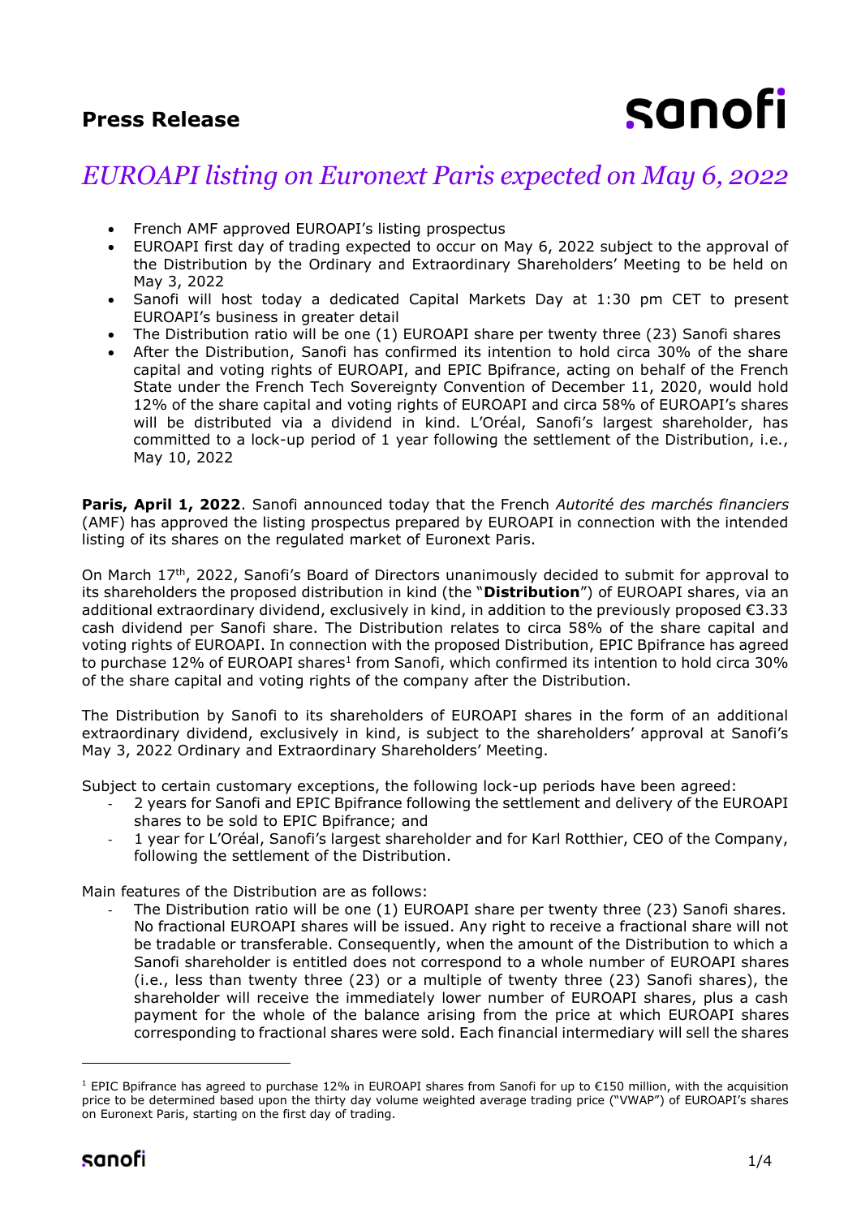# Press Release

## *EUROAPI listing on Euronext Paris expected on May 6, 2022*

- French AMF approved EUROAPI's listing prospectus
- EUROAPI first day of trading expected to occur on May 6, 2022 subject to the approval of the Distribution by the Ordinary and Extraordinary Shareholders' Meeting to be held on May 3, 2022
- Sanofi will host today a dedicated Capital Markets Day at 1:30 pm CET to present EUROAPI's business in greater detail
- The Distribution ratio will be one (1) EUROAPI share per twenty three (23) Sanofi shares
- After the Distribution, Sanofi has confirmed its intention to hold circa 30% of the share capital and voting rights of EUROAPI, and EPIC Bpifrance, acting on behalf of the French State under the French Tech Sovereignty Convention of December 11, 2020, would hold 12% of the share capital and voting rights of EUROAPI and circa 58% of EUROAPI's shares will be distributed via a dividend in kind. L'Oréal, Sanofi's largest shareholder, has committed to a lock-up period of 1 year following the settlement of the Distribution, i.e., May 10, 2022

**Paris, April 1, 2022**. Sanofi announced today that the French *Autorité des marchés financiers* (AMF) has approved the listing prospectus prepared by EUROAPI in connection with the intended listing of its shares on the regulated market of Euronext Paris.

On March 17th, 2022, Sanofi's Board of Directors unanimously decided to submit for approval to its shareholders the proposed distribution in kind (the "**Distribution**") of EUROAPI shares, via an additional extraordinary dividend, exclusively in kind, in addition to the previously proposed €3.33 cash dividend per Sanofi share. The Distribution relates to circa 58% of the share capital and voting rights of EUROAPI. In connection with the proposed Distribution, EPIC Bpifrance has agreed to purchase 12% of EUROAPI shares[1] from Sanofi, which confirmed its intention to hold circa 30% of the share capital and voting rights of the company after the Distribution.

The Distribution by Sanofi to its shareholders of EUROAPI shares in the form of an additional extraordinary dividend, exclusively in kind, is subject to the shareholders' approval at Sanofi's May 3, 2022 Ordinary and Extraordinary Shareholders' Meeting.

Subject to certain customary exceptions, the following lock-up periods have been agreed:

- 2 years for Sanofi and EPIC Bpifrance following the settlement and delivery of the EUROAPI shares to be sold to EPIC Bpifrance; and
- 1 year for L'Oréal, Sanofi's largest shareholder and for Karl Rotthier, CEO of the Company, following the settlement of the Distribution.

Main features of the Distribution are as follows:

- The Distribution ratio will be one (1) EUROAPI share per twenty three (23) Sanofi shares. No fractional EUROAPI shares will be issued. Any right to receive a fractional share will not be tradable or transferable. Consequently, when the amount of the Distribution to which a Sanofi shareholder is entitled does not correspond to a whole number of EUROAPI shares (i.e., less than twenty three (23) or a multiple of twenty three (23) Sanofi shares), the shareholder will receive the immediately lower number of EUROAPI shares, plus a cash payment for the whole of the balance arising from the price at which EUROAPI shares corresponding to fractional shares were sold. Each financial intermediary will sell the shares

[1] EPIC Bpifrance has agreed to purchase 12% in EUROAPI shares from Sanofi for up to €150 million, with the acquisition price to be determined based upon the thirty day volume weighted average trading price ("VWAP") of EUROAPI's shares on Euronext Paris, starting on the first day of trading.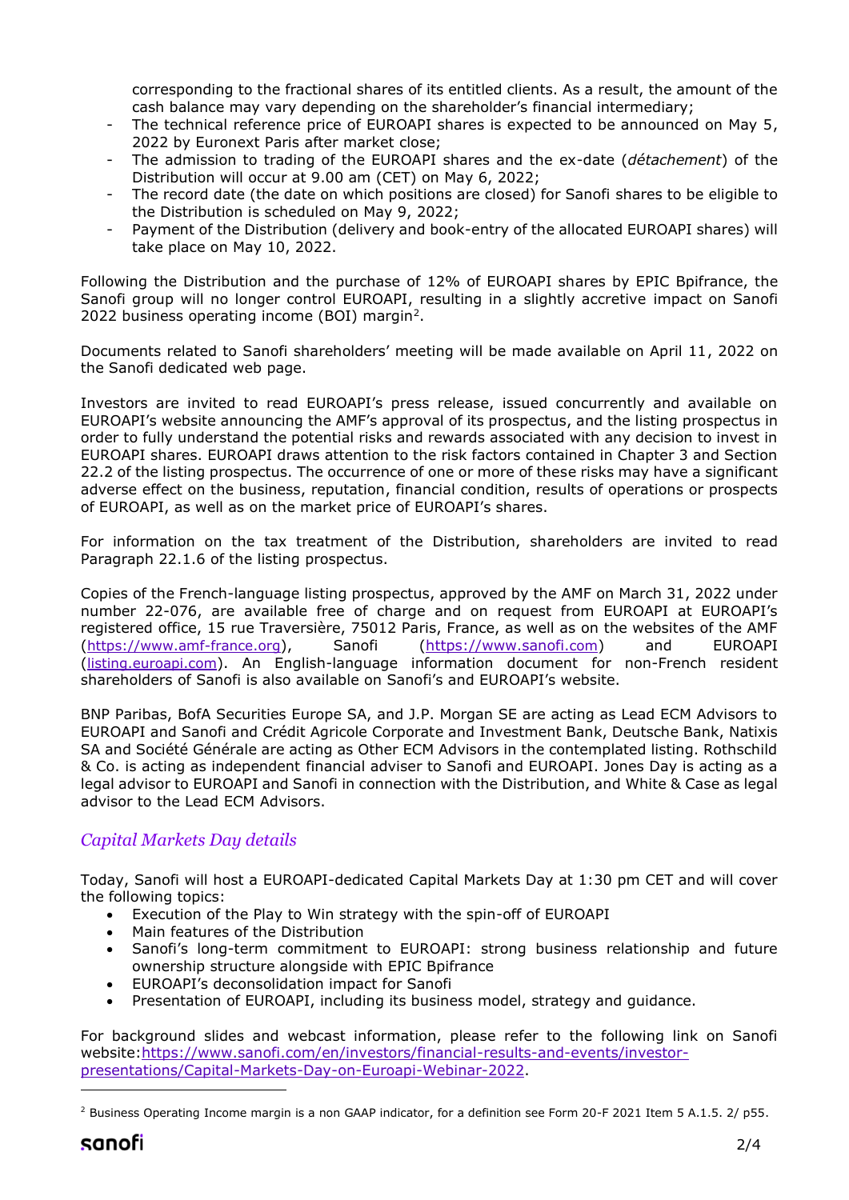corresponding to the fractional shares of its entitled clients. As a result, the amount of the cash balance may vary depending on the shareholder's financial intermediary;

- The technical reference price of EUROAPI shares is expected to be announced on May 5, 2022 by Euronext Paris after market close;
- The admission to trading of the EUROAPI shares and the ex-date (*détachement*) of the Distribution will occur at 9.00 am (CET) on May 6, 2022;
- The record date (the date on which positions are closed) for Sanofi shares to be eligible to the Distribution is scheduled on May 9, 2022;
- Payment of the Distribution (delivery and book-entry of the allocated EUROAPI shares) will take place on May 10, 2022.

Following the Distribution and the purchase of 12% of EUROAPI shares by EPIC Bpifrance, the Sanofi group will no longer control EUROAPI, resulting in a slightly accretive impact on Sanofi 2022 business operating income (BOI) margin[2].

Documents related to Sanofi shareholders' meeting will be made available on April 11, 2022 on the Sanofi dedicated web page.

Investors are invited to read EUROAPI's press release, issued concurrently and available on EUROAPI's website announcing the AMF's approval of its prospectus, and the listing prospectus in order to fully understand the potential risks and rewards associated with any decision to invest in EUROAPI shares. EUROAPI draws attention to the risk factors contained in Chapter 3 and Section 22.2 of the listing prospectus. The occurrence of one or more of these risks may have a significant adverse effect on the business, reputation, financial condition, results of operations or prospects of EUROAPI, as well as on the market price of EUROAPI's shares.

For information on the tax treatment of the Distribution, shareholders are invited to read Paragraph 22.1.6 of the listing prospectus.

Copies of the French-language listing prospectus, approved by the AMF on March 31, 2022 under number 22-076, are available free of charge and on request from EUROAPI at EUROAPI's registered office, 15 rue Traversière, 75012 Paris, France, as well as on the websites of the AMF (https://www.amf-france.org), Sanofi (https://www.sanofi.com) and EUROAPI (listing.euroapi.com). An English-language information document for non-French resident shareholders of Sanofi is also available on Sanofi's and EUROAPI's website.

BNP Paribas, BofA Securities Europe SA, and J.P. Morgan SE are acting as Lead ECM Advisors to EUROAPI and Sanofi and Crédit Agricole Corporate and Investment Bank, Deutsche Bank, Natixis SA and Société Générale are acting as Other ECM Advisors in the contemplated listing. Rothschild & Co. is acting as independent financial adviser to Sanofi and EUROAPI. Jones Day is acting as a legal advisor to EUROAPI and Sanofi in connection with the Distribution, and White & Case as legal advisor to the Lead ECM Advisors.

## *Capital Markets Day details*

Today, Sanofi will host a EUROAPI-dedicated Capital Markets Day at 1:30 pm CET and will cover the following topics:

- Execution of the Play to Win strategy with the spin-off of EUROAPI
- Main features of the Distribution
- Sanofi's long-term commitment to EUROAPI: strong business relationship and future ownership structure alongside with EPIC Bpifrance
- EUROAPI's deconsolidation impact for Sanofi
- Presentation of EUROAPI, including its business model, strategy and guidance.

For background slides and webcast information, please refer to the following link on Sanofi website: https://www.sanofi.com/en/investors/financial-results-and-events/investor-presentations/Capital-Markets-Day-on-Euroapi-Webinar-2022.

[2] Business Operating Income margin is a non GAAP indicator, for a definition see Form 20-F 2021 Item 5 A.1.5. 2/ p55.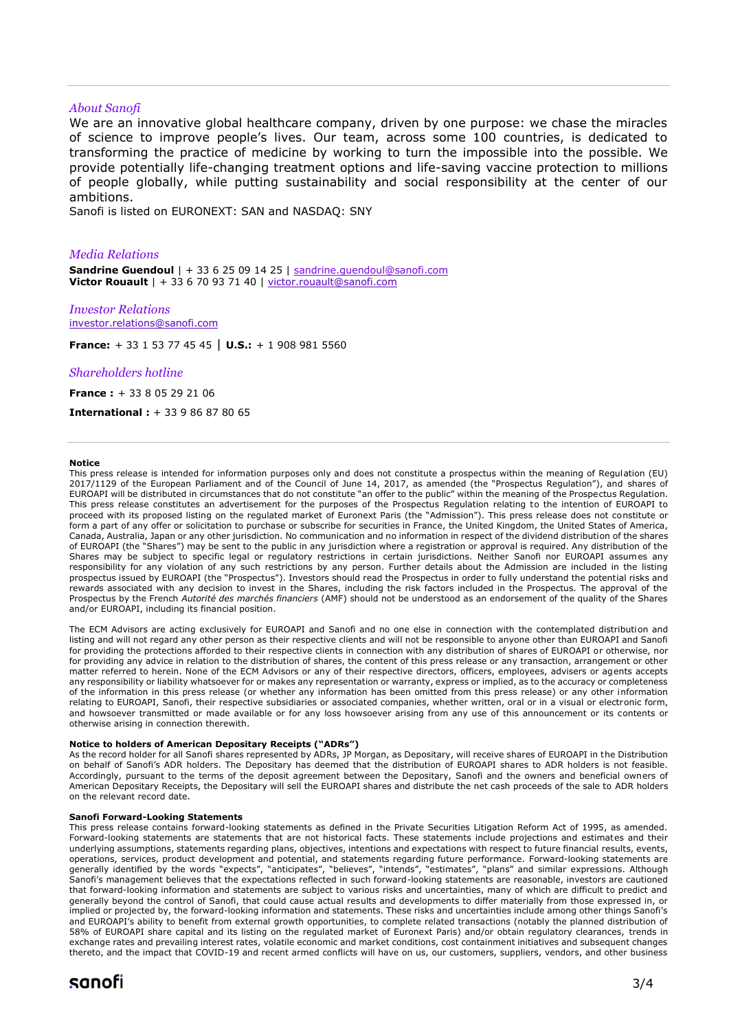*About Sanofi*

We are an innovative global healthcare company, driven by one purpose: we chase the miracles of science to improve people's lives. Our team, across some 100 countries, is dedicated to transforming the practice of medicine by working to turn the impossible into the possible. We provide potentially life-changing treatment options and life-saving vaccine protection to millions of people globally, while putting sustainability and social responsibility at the center of our ambitions.

Sanofi is listed on EURONEXT: SAN and NASDAQ: SNY

*Media Relations*

**Sandrine Guendoul** | + 33 6 25 09 14 25 | sandrine.guendoul@sanofi.com
**Victor Rouault** | + 33 6 70 93 71 40 | victor.rouault@sanofi.com

*Investor Relations*

investor.relations@sanofi.com

**France:** + 33 1 53 77 45 45 | **U.S.:** + 1 908 981 5560

*Shareholders hotline*

**France :** + 33 8 05 29 21 06

**International :** + 33 9 86 87 80 65

---

**Notice**

This press release is intended for information purposes only and does not constitute a prospectus within the meaning of Regulation (EU) 2017/1129 of the European Parliament and of the Council of June 14, 2017, as amended (the "Prospectus Regulation"), and shares of EUROAPI will be distributed in circumstances that do not constitute "an offer to the public" within the meaning of the Prospectus Regulation. This press release constitutes an advertisement for the purposes of the Prospectus Regulation relating to the intention of EUROAPI to proceed with its proposed listing on the regulated market of Euronext Paris (the "Admission"). This press release does not constitute or form a part of any offer or solicitation to purchase or subscribe for securities in France, the United Kingdom, the United States of America, Canada, Australia, Japan or any other jurisdiction. No communication and no information in respect of the dividend distribution of the shares of EUROAPI (the "Shares") may be sent to the public in any jurisdiction where a registration or approval is required. Any distribution of the Shares may be subject to specific legal or regulatory restrictions in certain jurisdictions. Neither Sanofi nor EUROAPI assumes any responsibility for any violation of any such restrictions by any person. Further details about the Admission are included in the listing prospectus issued by EUROAPI (the "Prospectus"). Investors should read the Prospectus in order to fully understand the potential risks and rewards associated with any decision to invest in the Shares, including the risk factors included in the Prospectus. The approval of the Prospectus by the French *Autorité des marchés financiers* (AMF) should not be understood as an endorsement of the quality of the Shares and/or EUROAPI, including its financial position.

The ECM Advisors are acting exclusively for EUROAPI and Sanofi and no one else in connection with the contemplated distribution and listing and will not regard any other person as their respective clients and will not be responsible to anyone other than EUROAPI and Sanofi for providing the protections afforded to their respective clients in connection with any distribution of shares of EUROAPI or otherwise, nor for providing any advice in relation to the distribution of shares, the content of this press release or any transaction, arrangement or other matter referred to herein. None of the ECM Advisors or any of their respective directors, officers, employees, advisers or agents accepts any responsibility or liability whatsoever for or makes any representation or warranty, express or implied, as to the accuracy or completeness of the information in this press release (or whether any information has been omitted from this press release) or any other information relating to EUROAPI, Sanofi, their respective subsidiaries or associated companies, whether written, oral or in a visual or electronic form, and howsoever transmitted or made available or for any loss howsoever arising from any use of this announcement or its contents or otherwise arising in connection therewith.

**Notice to holders of American Depositary Receipts ("ADRs")**

As the record holder for all Sanofi shares represented by ADRs, JP Morgan, as Depositary, will receive shares of EUROAPI in the Distribution on behalf of Sanofi's ADR holders. The Depositary has deemed that the distribution of EUROAPI shares to ADR holders is not feasible. Accordingly, pursuant to the terms of the deposit agreement between the Depositary, Sanofi and the owners and beneficial owners of American Depositary Receipts, the Depositary will sell the EUROAPI shares and distribute the net cash proceeds of the sale to ADR holders on the relevant record date.

**Sanofi Forward-Looking Statements**

This press release contains forward-looking statements as defined in the Private Securities Litigation Reform Act of 1995, as amended. Forward-looking statements are statements that are not historical facts. These statements include projections and estimates and their underlying assumptions, statements regarding plans, objectives, intentions and expectations with respect to future financial results, events, operations, services, product development and potential, and statements regarding future performance. Forward-looking statements are generally identified by the words "expects", "anticipates", "believes", "intends", "estimates", "plans" and similar expressions. Although Sanofi's management believes that the expectations reflected in such forward-looking statements are reasonable, investors are cautioned that forward-looking information and statements are subject to various risks and uncertainties, many of which are difficult to predict and generally beyond the control of Sanofi, that could cause actual results and developments to differ materially from those expressed in, or implied or projected by, the forward-looking information and statements. These risks and uncertainties include among other things Sanofi's and EUROAPI's ability to benefit from external growth opportunities, to complete related transactions (notably the planned distribution of 58% of EUROAPI share capital and its listing on the regulated market of Euronext Paris) and/or obtain regulatory clearances, trends in exchange rates and prevailing interest rates, volatile economic and market conditions, cost containment initiatives and subsequent changes thereto, and the impact that COVID-19 and recent armed conflicts will have on us, our customers, suppliers, vendors, and other business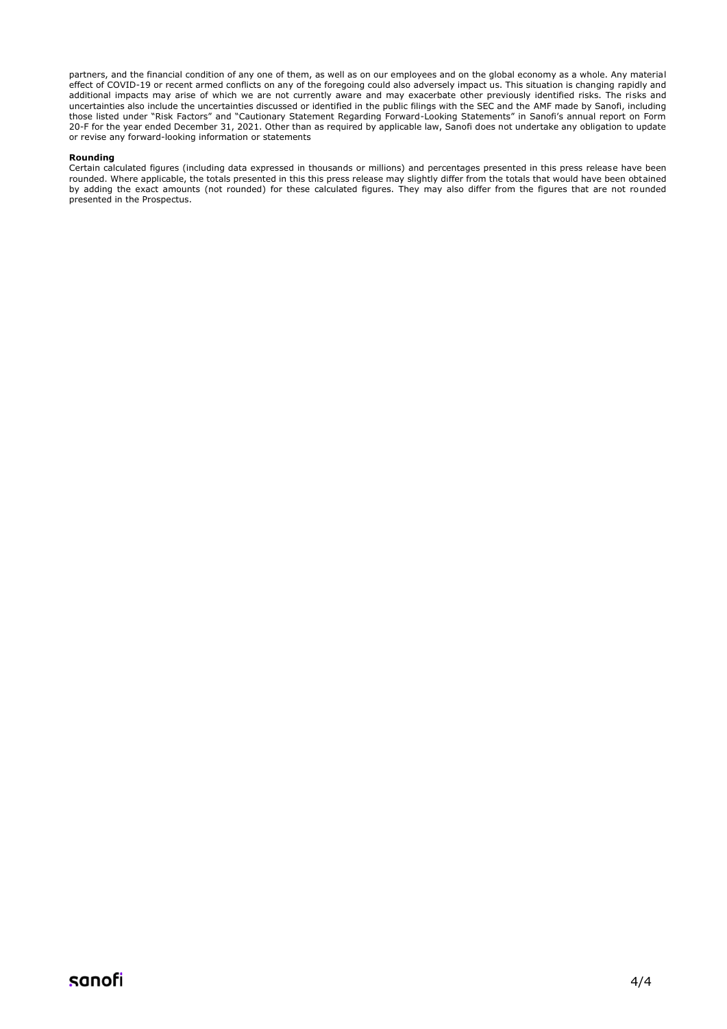partners, and the financial condition of any one of them, as well as on our employees and on the global economy as a whole. Any material effect of COVID-19 or recent armed conflicts on any of the foregoing could also adversely impact us. This situation is changing rapidly and additional impacts may arise of which we are not currently aware and may exacerbate other previously identified risks. The risks and uncertainties also include the uncertainties discussed or identified in the public filings with the SEC and the AMF made by Sanofi, including those listed under "Risk Factors" and "Cautionary Statement Regarding Forward-Looking Statements" in Sanofi's annual report on Form 20-F for the year ended December 31, 2021. Other than as required by applicable law, Sanofi does not undertake any obligation to update or revise any forward-looking information or statements

**Rounding**

Certain calculated figures (including data expressed in thousands or millions) and percentages presented in this press release have been rounded. Where applicable, the totals presented in this this press release may slightly differ from the totals that would have been obtained by adding the exact amounts (not rounded) for these calculated figures. They may also differ from the figures that are not rounded presented in the Prospectus.